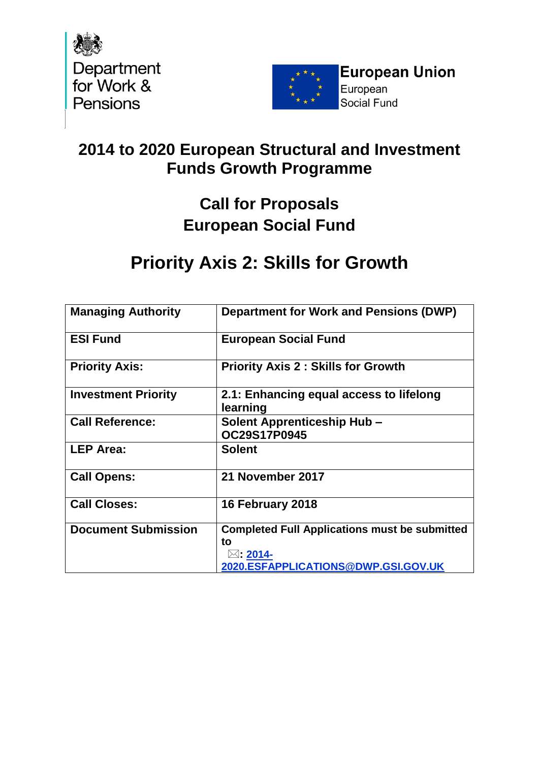Department for Work & Pensions

European Union
European Social Fund

# 2014 to 2020 European Structural and Investment Funds Growth Programme

## Call for Proposals
## European Social Fund

# Priority Axis 2: Skills for Growth

| | |
|---|---|
| **Managing Authority** | **Department for Work and Pensions (DWP)** |
| **ESI Fund** | **European Social Fund** |
| **Priority Axis:** | **Priority Axis 2 : Skills for Growth** |
| **Investment Priority** | **2.1: Enhancing equal access to lifelong learning** |
| **Call Reference:** | **Solent Apprenticeship Hub – OC29S17P0945** |
| **LEP Area:** | **Solent** |
| **Call Opens:** | **21 November 2017** |
| **Call Closes:** | **16 February 2018** |
| **Document Submission** | **Completed Full Applications must be submitted to** ✉: **2014-2020.ESFAPPLICATIONS@DWP.GSI.GOV.UK** |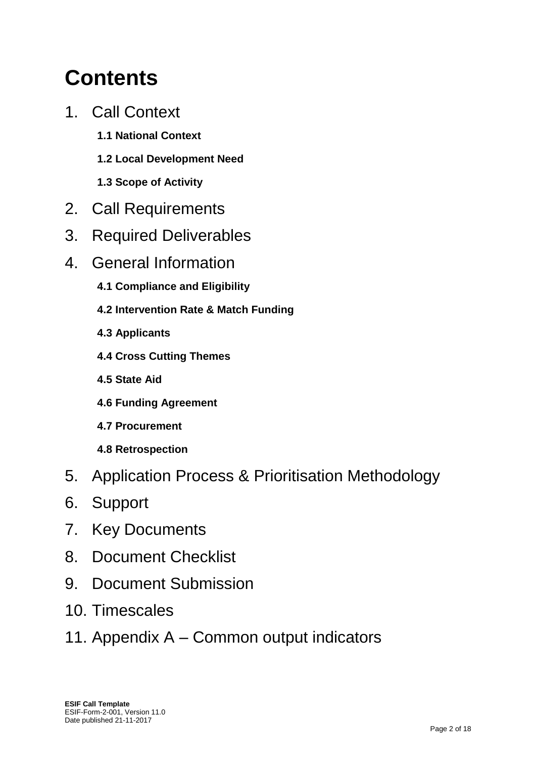# Contents

1. Call Context
   - **1.1 National Context**
   - **1.2 Local Development Need**
   - **1.3 Scope of Activity**
2. Call Requirements
3. Required Deliverables
4. General Information
   - **4.1 Compliance and Eligibility**
   - **4.2 Intervention Rate & Match Funding**
   - **4.3 Applicants**
   - **4.4 Cross Cutting Themes**
   - **4.5 State Aid**
   - **4.6 Funding Agreement**
   - **4.7 Procurement**
   - **4.8 Retrospection**
5. Application Process & Prioritisation Methodology
6. Support
7. Key Documents
8. Document Checklist
9. Document Submission
10. Timescales
11. Appendix A – Common output indicators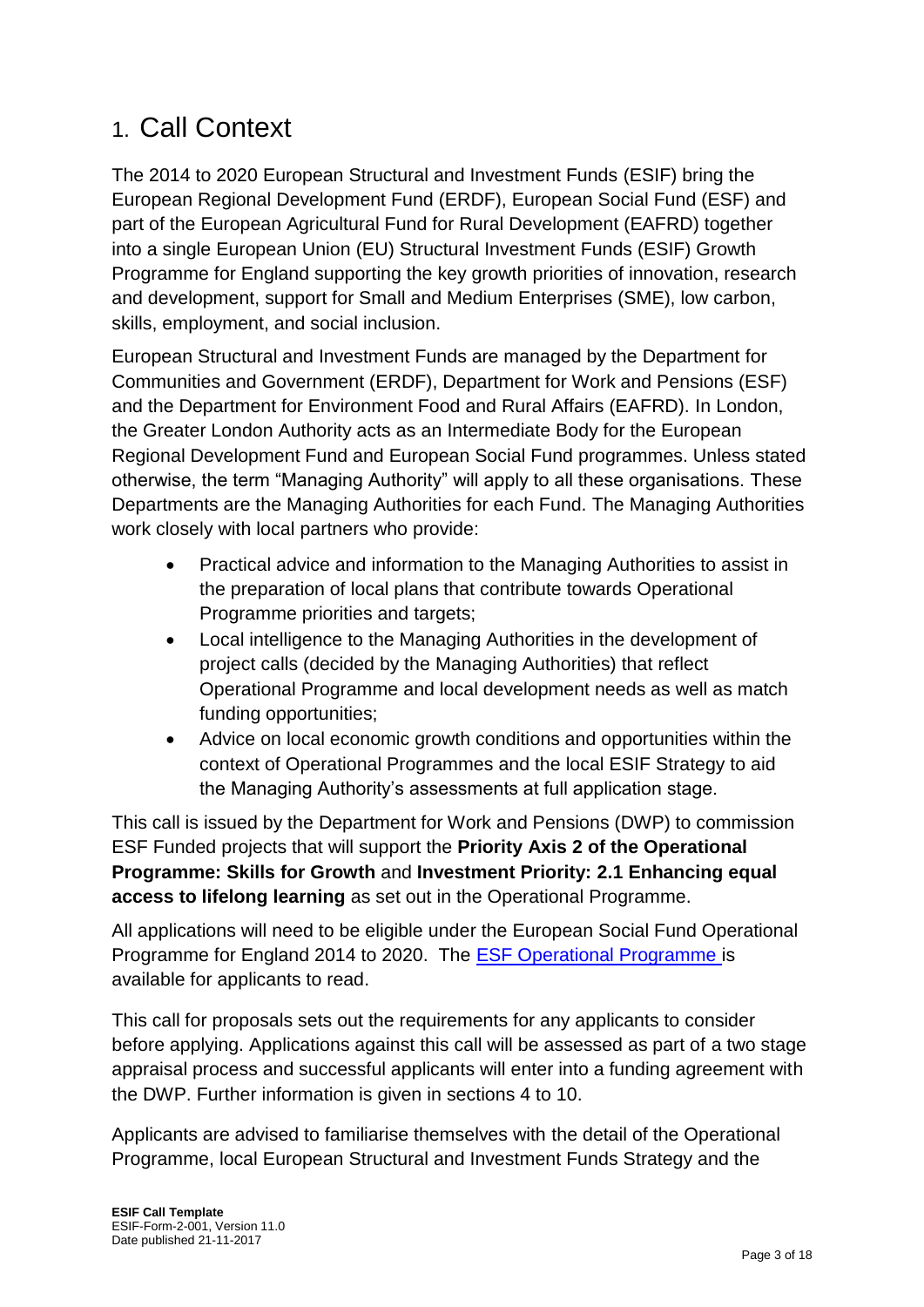# 1. Call Context

The 2014 to 2020 European Structural and Investment Funds (ESIF) bring the European Regional Development Fund (ERDF), European Social Fund (ESF) and part of the European Agricultural Fund for Rural Development (EAFRD) together into a single European Union (EU) Structural Investment Funds (ESIF) Growth Programme for England supporting the key growth priorities of innovation, research and development, support for Small and Medium Enterprises (SME), low carbon, skills, employment, and social inclusion.

European Structural and Investment Funds are managed by the Department for Communities and Government (ERDF), Department for Work and Pensions (ESF) and the Department for Environment Food and Rural Affairs (EAFRD). In London, the Greater London Authority acts as an Intermediate Body for the European Regional Development Fund and European Social Fund programmes. Unless stated otherwise, the term "Managing Authority" will apply to all these organisations. These Departments are the Managing Authorities for each Fund. The Managing Authorities work closely with local partners who provide:

- Practical advice and information to the Managing Authorities to assist in the preparation of local plans that contribute towards Operational Programme priorities and targets;
- Local intelligence to the Managing Authorities in the development of project calls (decided by the Managing Authorities) that reflect Operational Programme and local development needs as well as match funding opportunities;
- Advice on local economic growth conditions and opportunities within the context of Operational Programmes and the local ESIF Strategy to aid the Managing Authority's assessments at full application stage.

This call is issued by the Department for Work and Pensions (DWP) to commission ESF Funded projects that will support the **Priority Axis 2 of the Operational Programme: Skills for Growth** and **Investment Priority: 2.1 Enhancing equal access to lifelong learning** as set out in the Operational Programme.

All applications will need to be eligible under the European Social Fund Operational Programme for England 2014 to 2020. The [ESF Operational Programme](ESF Operational Programme) is available for applicants to read.

This call for proposals sets out the requirements for any applicants to consider before applying. Applications against this call will be assessed as part of a two stage appraisal process and successful applicants will enter into a funding agreement with the DWP. Further information is given in sections 4 to 10.

Applicants are advised to familiarise themselves with the detail of the Operational Programme, local European Structural and Investment Funds Strategy and the

**ESIF Call Template**
ESIF-Form-2-001, Version 11.0
Date published 21-11-2017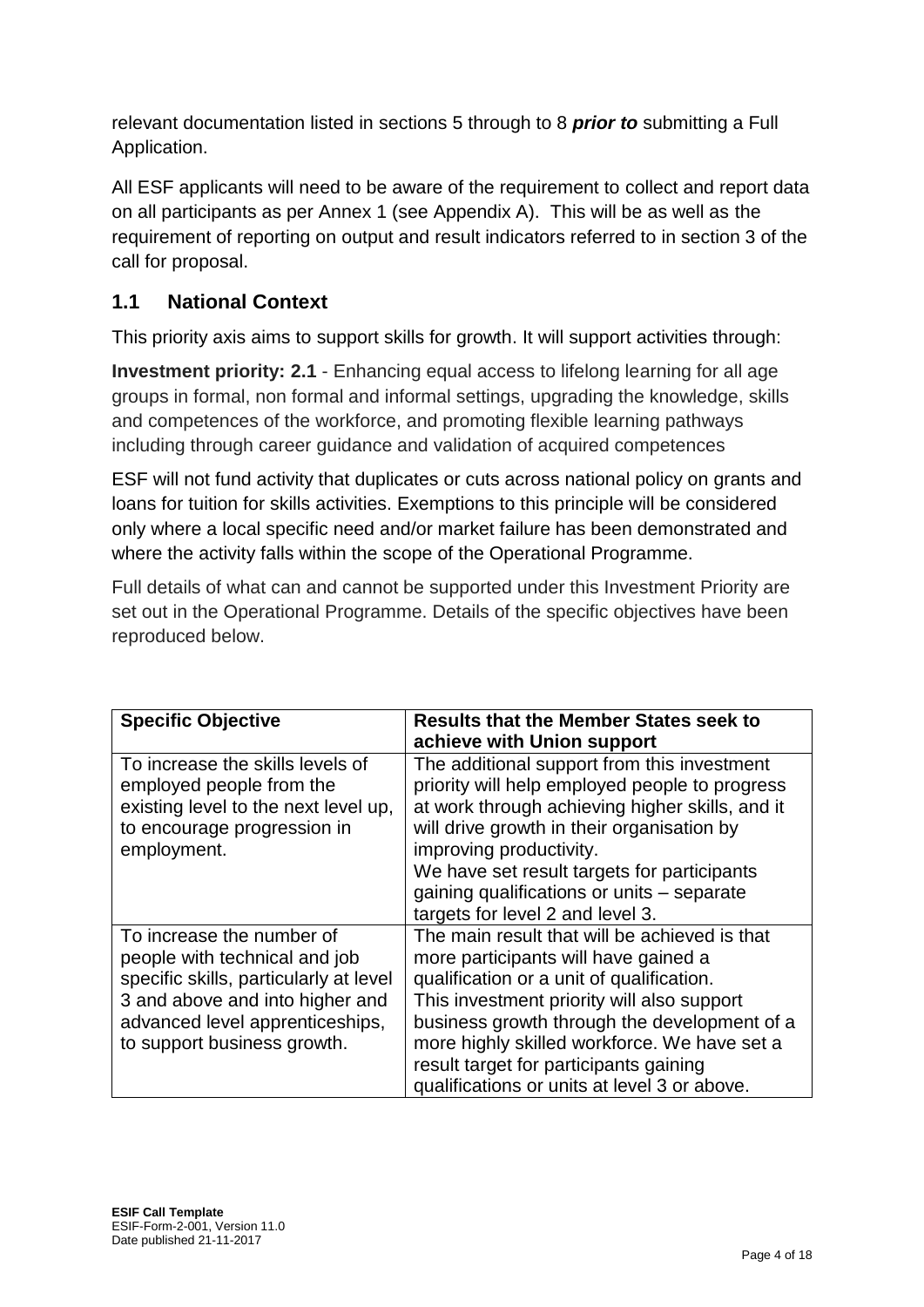relevant documentation listed in sections 5 through to 8 ***prior to*** submitting a Full Application.

All ESF applicants will need to be aware of the requirement to collect and report data on all participants as per Annex 1 (see Appendix A). This will be as well as the requirement of reporting on output and result indicators referred to in section 3 of the call for proposal.

## 1.1 National Context

This priority axis aims to support skills for growth. It will support activities through:

**Investment priority: 2.1** - Enhancing equal access to lifelong learning for all age groups in formal, non formal and informal settings, upgrading the knowledge, skills and competences of the workforce, and promoting flexible learning pathways including through career guidance and validation of acquired competences

ESF will not fund activity that duplicates or cuts across national policy on grants and loans for tuition for skills activities. Exemptions to this principle will be considered only where a local specific need and/or market failure has been demonstrated and where the activity falls within the scope of the Operational Programme.

Full details of what can and cannot be supported under this Investment Priority are set out in the Operational Programme. Details of the specific objectives have been reproduced below.

| **Specific Objective** | **Results that the Member States seek to achieve with Union support** |
|---|---|
| To increase the skills levels of employed people from the existing level to the next level up, to encourage progression in employment. | The additional support from this investment priority will help employed people to progress at work through achieving higher skills, and it will drive growth in their organisation by improving productivity.<br>We have set result targets for participants gaining qualifications or units – separate targets for level 2 and level 3. |
| To increase the number of people with technical and job specific skills, particularly at level 3 and above and into higher and advanced level apprenticeships, to support business growth. | The main result that will be achieved is that more participants will have gained a qualification or a unit of qualification.<br>This investment priority will also support business growth through the development of a more highly skilled workforce. We have set a result target for participants gaining qualifications or units at level 3 or above. |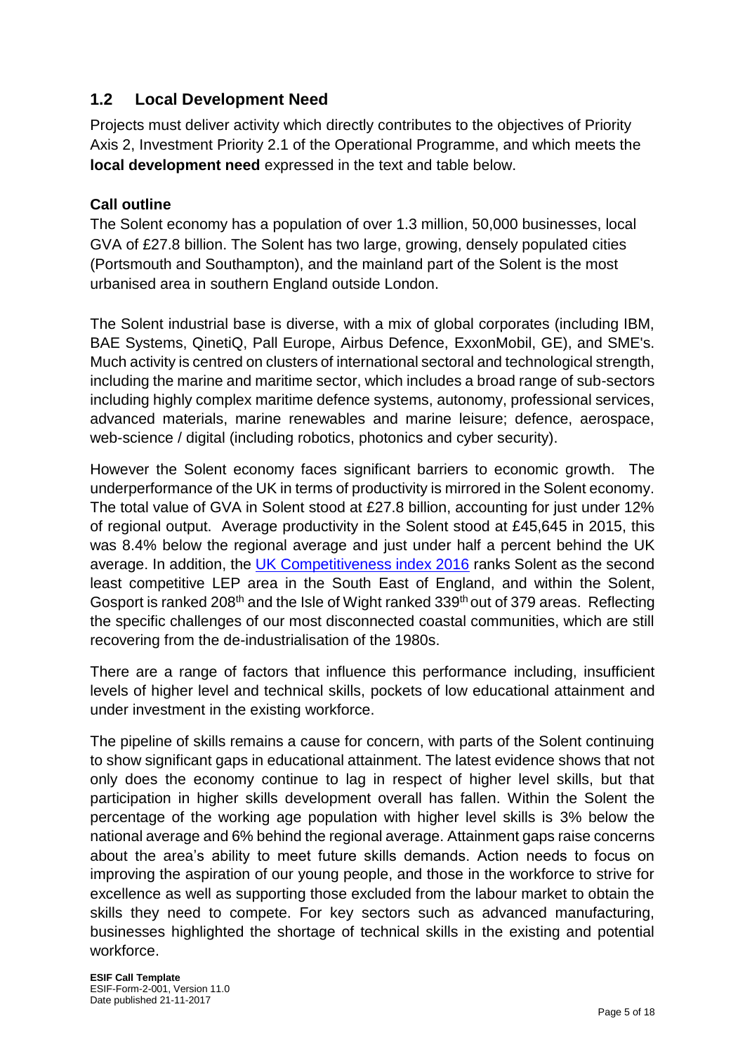## 1.2 Local Development Need

Projects must deliver activity which directly contributes to the objectives of Priority Axis 2, Investment Priority 2.1 of the Operational Programme, and which meets the **local development need** expressed in the text and table below.

### Call outline

The Solent economy has a population of over 1.3 million, 50,000 businesses, local GVA of £27.8 billion. The Solent has two large, growing, densely populated cities (Portsmouth and Southampton), and the mainland part of the Solent is the most urbanised area in southern England outside London.

The Solent industrial base is diverse, with a mix of global corporates (including IBM, BAE Systems, QinetiQ, Pall Europe, Airbus Defence, ExxonMobil, GE), and SME's. Much activity is centred on clusters of international sectoral and technological strength, including the marine and maritime sector, which includes a broad range of sub-sectors including highly complex maritime defence systems, autonomy, professional services, advanced materials, marine renewables and marine leisure; defence, aerospace, web-science / digital (including robotics, photonics and cyber security).

However the Solent economy faces significant barriers to economic growth. The underperformance of the UK in terms of productivity is mirrored in the Solent economy. The total value of GVA in Solent stood at £27.8 billion, accounting for just under 12% of regional output. Average productivity in the Solent stood at £45,645 in 2015, this was 8.4% below the regional average and just under half a percent behind the UK average. In addition, the UK Competitiveness index 2016 ranks Solent as the second least competitive LEP area in the South East of England, and within the Solent, Gosport is ranked 208th and the Isle of Wight ranked 339th out of 379 areas. Reflecting the specific challenges of our most disconnected coastal communities, which are still recovering from the de-industrialisation of the 1980s.

There are a range of factors that influence this performance including, insufficient levels of higher level and technical skills, pockets of low educational attainment and under investment in the existing workforce.

The pipeline of skills remains a cause for concern, with parts of the Solent continuing to show significant gaps in educational attainment. The latest evidence shows that not only does the economy continue to lag in respect of higher level skills, but that participation in higher skills development overall has fallen. Within the Solent the percentage of the working age population with higher level skills is 3% below the national average and 6% behind the regional average. Attainment gaps raise concerns about the area's ability to meet future skills demands. Action needs to focus on improving the aspiration of our young people, and those in the workforce to strive for excellence as well as supporting those excluded from the labour market to obtain the skills they need to compete. For key sectors such as advanced manufacturing, businesses highlighted the shortage of technical skills in the existing and potential workforce.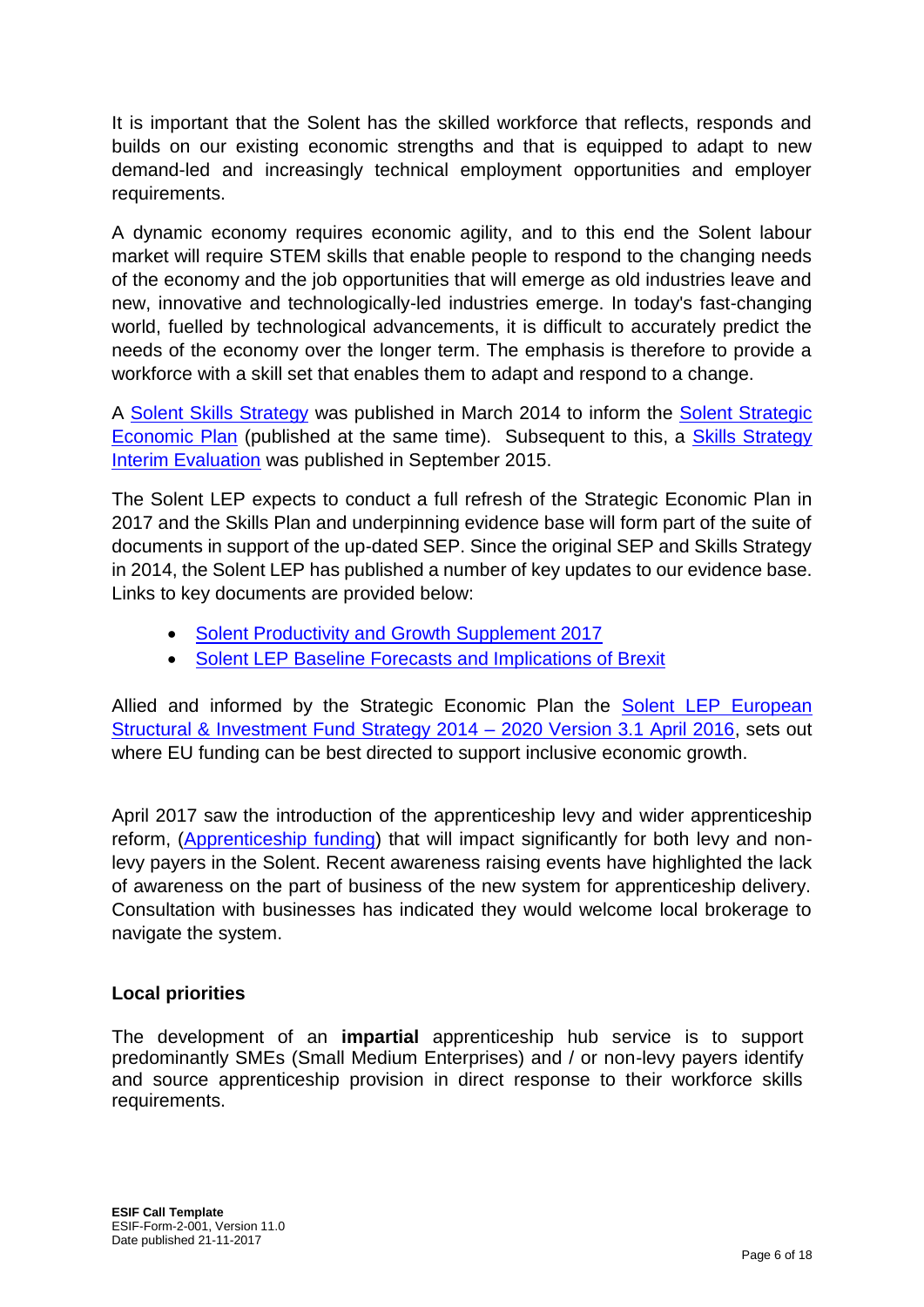It is important that the Solent has the skilled workforce that reflects, responds and builds on our existing economic strengths and that is equipped to adapt to new demand-led and increasingly technical employment opportunities and employer requirements.

A dynamic economy requires economic agility, and to this end the Solent labour market will require STEM skills that enable people to respond to the changing needs of the economy and the job opportunities that will emerge as old industries leave and new, innovative and technologically-led industries emerge. In today's fast-changing world, fuelled by technological advancements, it is difficult to accurately predict the needs of the economy over the longer term. The emphasis is therefore to provide a workforce with a skill set that enables them to adapt and respond to a change.

A Solent Skills Strategy was published in March 2014 to inform the Solent Strategic Economic Plan (published at the same time). Subsequent to this, a Skills Strategy Interim Evaluation was published in September 2015.

The Solent LEP expects to conduct a full refresh of the Strategic Economic Plan in 2017 and the Skills Plan and underpinning evidence base will form part of the suite of documents in support of the up-dated SEP. Since the original SEP and Skills Strategy in 2014, the Solent LEP has published a number of key updates to our evidence base. Links to key documents are provided below:

- Solent Productivity and Growth Supplement 2017
- Solent LEP Baseline Forecasts and Implications of Brexit

Allied and informed by the Strategic Economic Plan the Solent LEP European Structural & Investment Fund Strategy 2014 – 2020 Version 3.1 April 2016, sets out where EU funding can be best directed to support inclusive economic growth.

April 2017 saw the introduction of the apprenticeship levy and wider apprenticeship reform, (Apprenticeship funding) that will impact significantly for both levy and non-levy payers in the Solent. Recent awareness raising events have highlighted the lack of awareness on the part of business of the new system for apprenticeship delivery. Consultation with businesses has indicated they would welcome local brokerage to navigate the system.

**Local priorities**

The development of an **impartial** apprenticeship hub service is to support predominantly SMEs (Small Medium Enterprises) and / or non-levy payers identify and source apprenticeship provision in direct response to their workforce skills requirements.

**ESIF Call Template**
ESIF-Form-2-001, Version 11.0
Date published 21-11-2017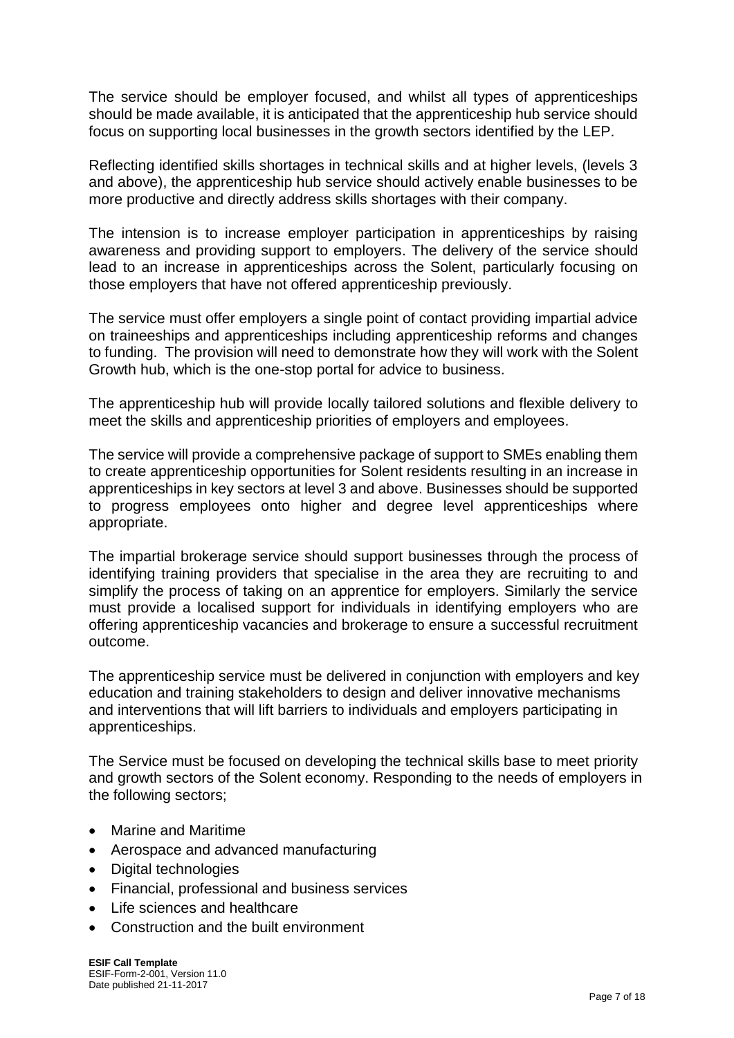The service should be employer focused, and whilst all types of apprenticeships should be made available, it is anticipated that the apprenticeship hub service should focus on supporting local businesses in the growth sectors identified by the LEP.

Reflecting identified skills shortages in technical skills and at higher levels, (levels 3 and above), the apprenticeship hub service should actively enable businesses to be more productive and directly address skills shortages with their company.

The intension is to increase employer participation in apprenticeships by raising awareness and providing support to employers. The delivery of the service should lead to an increase in apprenticeships across the Solent, particularly focusing on those employers that have not offered apprenticeship previously.

The service must offer employers a single point of contact providing impartial advice on traineeships and apprenticeships including apprenticeship reforms and changes to funding. The provision will need to demonstrate how they will work with the Solent Growth hub, which is the one-stop portal for advice to business.

The apprenticeship hub will provide locally tailored solutions and flexible delivery to meet the skills and apprenticeship priorities of employers and employees.

The service will provide a comprehensive package of support to SMEs enabling them to create apprenticeship opportunities for Solent residents resulting in an increase in apprenticeships in key sectors at level 3 and above. Businesses should be supported to progress employees onto higher and degree level apprenticeships where appropriate.

The impartial brokerage service should support businesses through the process of identifying training providers that specialise in the area they are recruiting to and simplify the process of taking on an apprentice for employers. Similarly the service must provide a localised support for individuals in identifying employers who are offering apprenticeship vacancies and brokerage to ensure a successful recruitment outcome.

The apprenticeship service must be delivered in conjunction with employers and key education and training stakeholders to design and deliver innovative mechanisms and interventions that will lift barriers to individuals and employers participating in apprenticeships.

The Service must be focused on developing the technical skills base to meet priority and growth sectors of the Solent economy. Responding to the needs of employers in the following sectors;

- Marine and Maritime
- Aerospace and advanced manufacturing
- Digital technologies
- Financial, professional and business services
- Life sciences and healthcare
- Construction and the built environment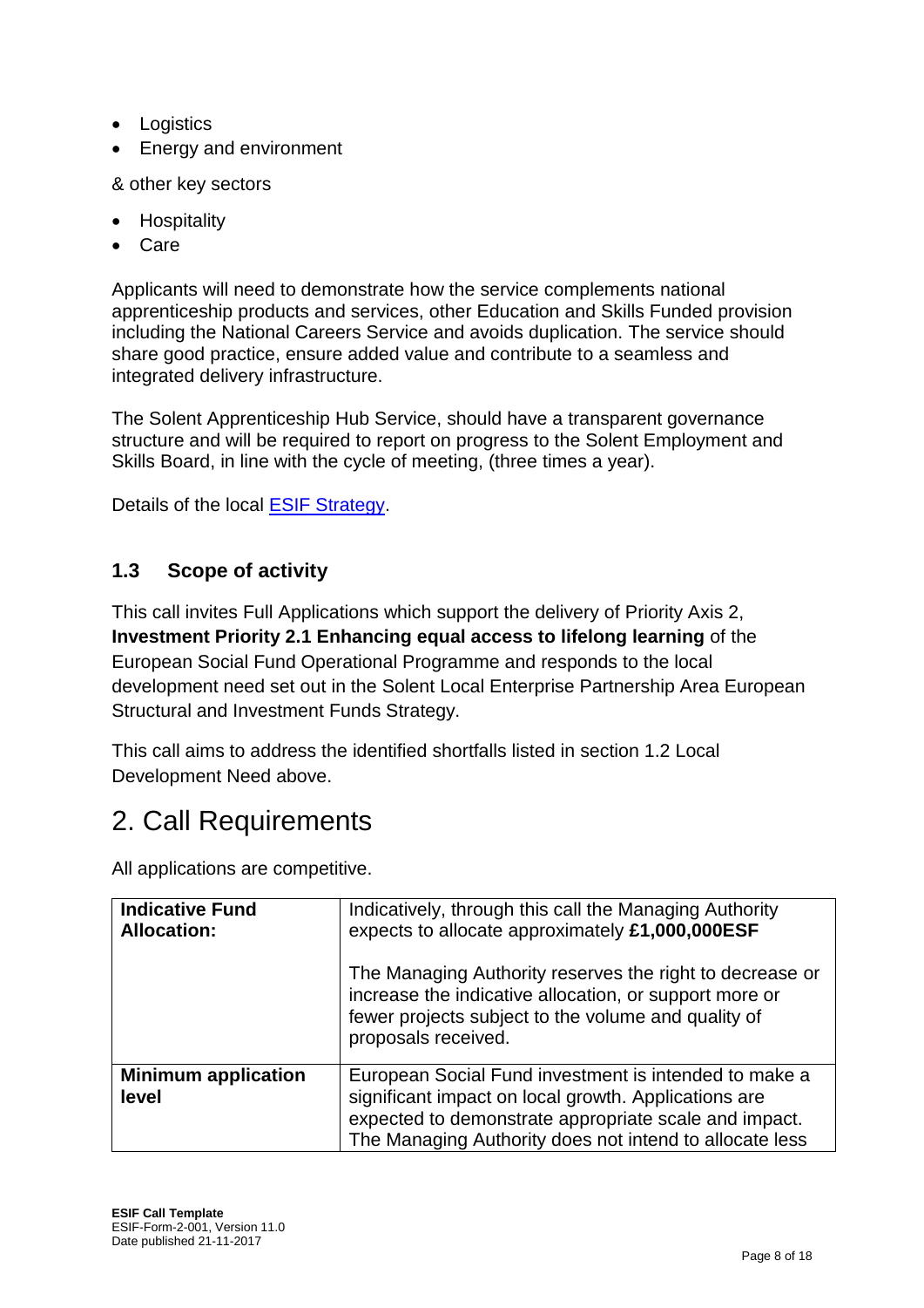- Logistics
- Energy and environment

& other key sectors

- Hospitality
- Care

Applicants will need to demonstrate how the service complements national apprenticeship products and services, other Education and Skills Funded provision including the National Careers Service and avoids duplication. The service should share good practice, ensure added value and contribute to a seamless and integrated delivery infrastructure.

The Solent Apprenticeship Hub Service, should have a transparent governance structure and will be required to report on progress to the Solent Employment and Skills Board, in line with the cycle of meeting, (three times a year).

Details of the local ESIF Strategy.

### 1.3 Scope of activity

This call invites Full Applications which support the delivery of Priority Axis 2, **Investment Priority 2.1 Enhancing equal access to lifelong learning** of the European Social Fund Operational Programme and responds to the local development need set out in the Solent Local Enterprise Partnership Area European Structural and Investment Funds Strategy.

This call aims to address the identified shortfalls listed in section 1.2 Local Development Need above.

# 2. Call Requirements

All applications are competitive.

| | |
|---|---|
| **Indicative Fund Allocation:** | Indicatively, through this call the Managing Authority expects to allocate approximately **£1,000,000ESF**<br><br>The Managing Authority reserves the right to decrease or increase the indicative allocation, or support more or fewer projects subject to the volume and quality of proposals received. |
| **Minimum application level** | European Social Fund investment is intended to make a significant impact on local growth. Applications are expected to demonstrate appropriate scale and impact. The Managing Authority does not intend to allocate less |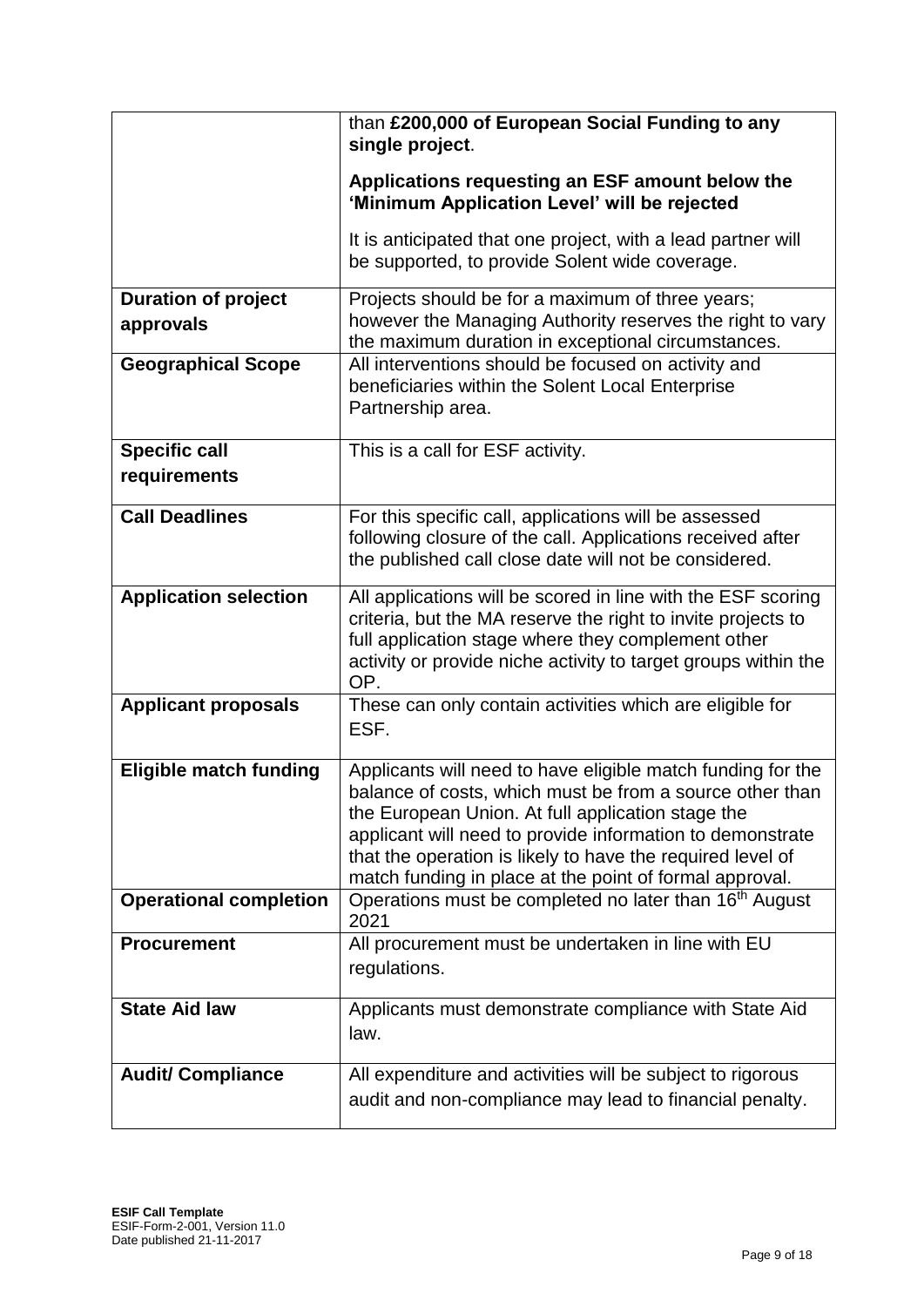| | |
|---|---|
| | than **£200,000 of European Social Funding to any single project**.<br><br>**Applications requesting an ESF amount below the 'Minimum Application Level' will be rejected**<br><br>It is anticipated that one project, with a lead partner will be supported, to provide Solent wide coverage. |
| **Duration of project approvals** | Projects should be for a maximum of three years; however the Managing Authority reserves the right to vary the maximum duration in exceptional circumstances. |
| **Geographical Scope** | All interventions should be focused on activity and beneficiaries within the Solent Local Enterprise Partnership area. |
| **Specific call requirements** | This is a call for ESF activity. |
| **Call Deadlines** | For this specific call, applications will be assessed following closure of the call. Applications received after the published call close date will not be considered. |
| **Application selection** | All applications will be scored in line with the ESF scoring criteria, but the MA reserve the right to invite projects to full application stage where they complement other activity or provide niche activity to target groups within the OP. |
| **Applicant proposals** | These can only contain activities which are eligible for ESF. |
| **Eligible match funding** | Applicants will need to have eligible match funding for the balance of costs, which must be from a source other than the European Union. At full application stage the applicant will need to provide information to demonstrate that the operation is likely to have the required level of match funding in place at the point of formal approval. |
| **Operational completion** | Operations must be completed no later than 16th August 2021 |
| **Procurement** | All procurement must be undertaken in line with EU regulations. |
| **State Aid law** | Applicants must demonstrate compliance with State Aid law. |
| **Audit/ Compliance** | All expenditure and activities will be subject to rigorous audit and non-compliance may lead to financial penalty. |

**ESIF Call Template**
ESIF-Form-2-001, Version 11.0
Date published 21-11-2017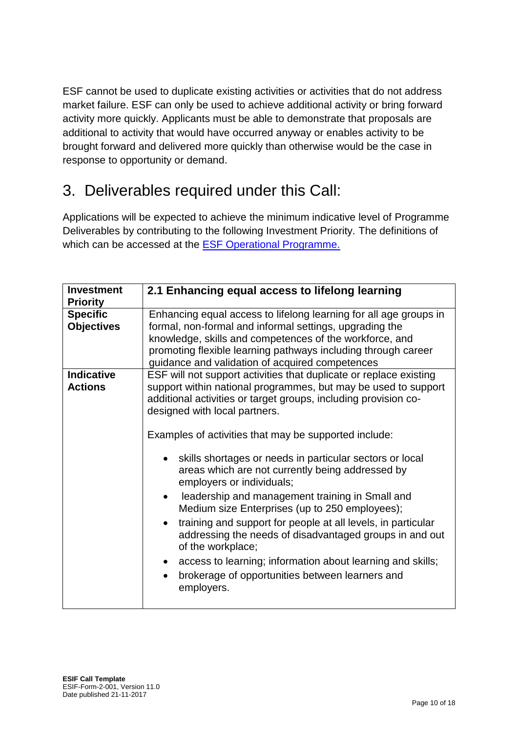ESF cannot be used to duplicate existing activities or activities that do not address market failure. ESF can only be used to achieve additional activity or bring forward activity more quickly. Applicants must be able to demonstrate that proposals are additional to activity that would have occurred anyway or enables activity to be brought forward and delivered more quickly than otherwise would be the case in response to opportunity or demand.

# 3. Deliverables required under this Call:

Applications will be expected to achieve the minimum indicative level of Programme Deliverables by contributing to the following Investment Priority. The definitions of which can be accessed at the [ESF Operational Programme.]()

| **Investment Priority** | **2.1 Enhancing equal access to lifelong learning** |
|---|---|
| **Specific Objectives** | Enhancing equal access to lifelong learning for all age groups in formal, non-formal and informal settings, upgrading the knowledge, skills and competences of the workforce, and promoting flexible learning pathways including through career guidance and validation of acquired competences |
| **Indicative Actions** | ESF will not support activities that duplicate or replace existing support within national programmes, but may be used to support additional activities or target groups, including provision co-designed with local partners.<br><br>Examples of activities that may be supported include:<br><br>• skills shortages or needs in particular sectors or local areas which are not currently being addressed by employers or individuals;<br>• leadership and management training in Small and Medium size Enterprises (up to 250 employees);<br>• training and support for people at all levels, in particular addressing the needs of disadvantaged groups in and out of the workplace;<br>• access to learning; information about learning and skills;<br>• brokerage of opportunities between learners and employers. |

**ESIF Call Template**
ESIF-Form-2-001, Version 11.0
Date published 21-11-2017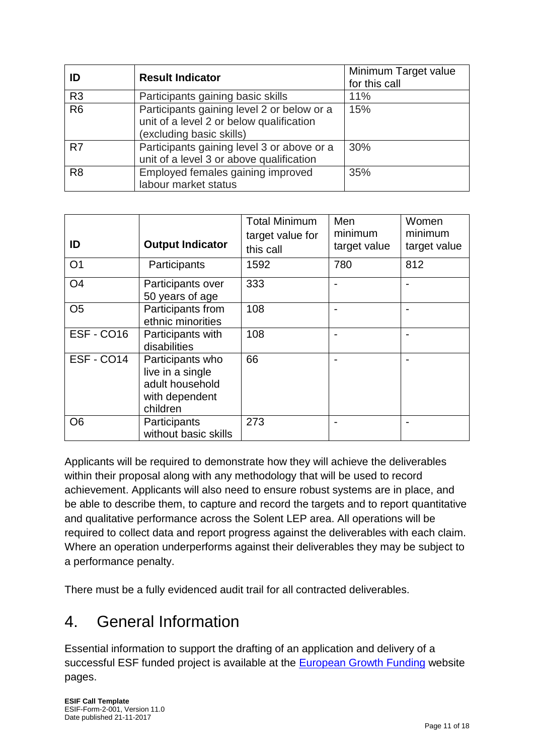| ID | Result Indicator | Minimum Target value for this call |
|---|---|---|
| R3 | Participants gaining basic skills | 11% |
| R6 | Participants gaining level 2 or below or a unit of a level 2 or below qualification (excluding basic skills) | 15% |
| R7 | Participants gaining level 3 or above or a unit of a level 3 or above qualification | 30% |
| R8 | Employed females gaining improved labour market status | 35% |

| ID | Output Indicator | Total Minimum target value for this call | Men minimum target value | Women minimum target value |
|---|---|---|---|---|
| O1 | Participants | 1592 | 780 | 812 |
| O4 | Participants over 50 years of age | 333 | - | - |
| O5 | Participants from ethnic minorities | 108 | - | - |
| ESF - CO16 | Participants with disabilities | 108 | - | - |
| ESF - CO14 | Participants who live in a single adult household with dependent children | 66 | - | - |
| O6 | Participants without basic skills | 273 | - | - |

Applicants will be required to demonstrate how they will achieve the deliverables within their proposal along with any methodology that will be used to record achievement. Applicants will also need to ensure robust systems are in place, and be able to describe them, to capture and record the targets and to report quantitative and qualitative performance across the Solent LEP area. All operations will be required to collect data and report progress against the deliverables with each claim. Where an operation underperforms against their deliverables they may be subject to a performance penalty.

There must be a fully evidenced audit trail for all contracted deliverables.

# 4. General Information

Essential information to support the drafting of an application and delivery of a successful ESF funded project is available at the European Growth Funding website pages.

**ESIF Call Template**
ESIF-Form-2-001, Version 11.0
Date published 21-11-2017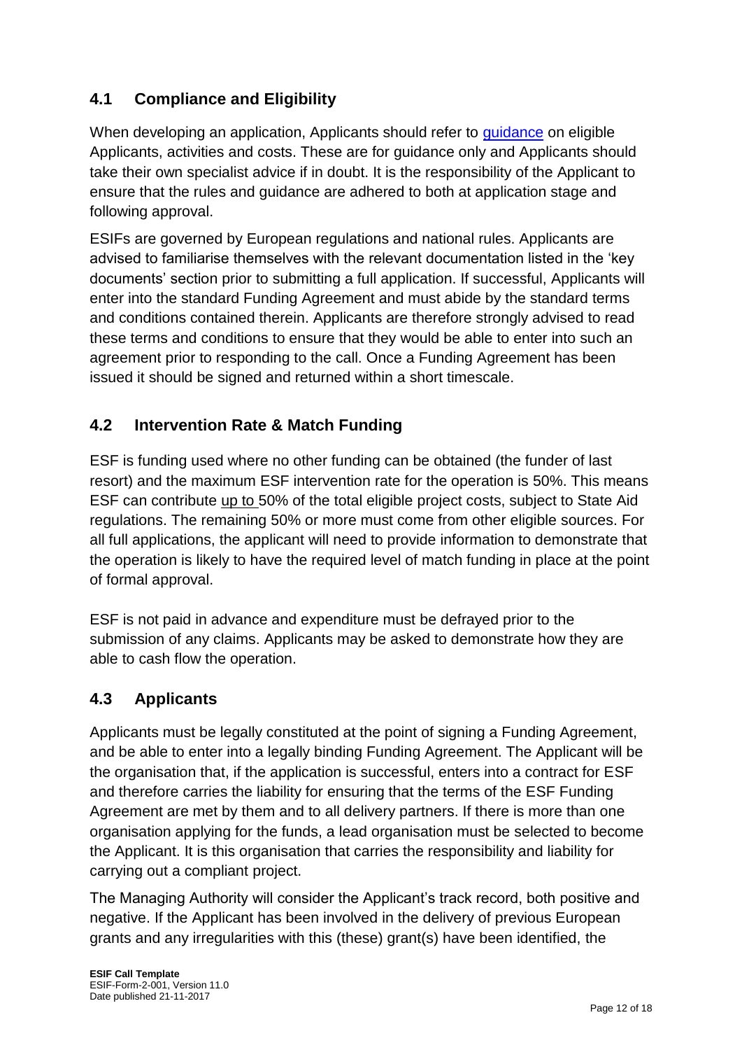## 4.1 Compliance and Eligibility

When developing an application, Applicants should refer to guidance on eligible Applicants, activities and costs. These are for guidance only and Applicants should take their own specialist advice if in doubt. It is the responsibility of the Applicant to ensure that the rules and guidance are adhered to both at application stage and following approval.

ESIFs are governed by European regulations and national rules. Applicants are advised to familiarise themselves with the relevant documentation listed in the 'key documents' section prior to submitting a full application. If successful, Applicants will enter into the standard Funding Agreement and must abide by the standard terms and conditions contained therein. Applicants are therefore strongly advised to read these terms and conditions to ensure that they would be able to enter into such an agreement prior to responding to the call. Once a Funding Agreement has been issued it should be signed and returned within a short timescale.

## 4.2 Intervention Rate & Match Funding

ESF is funding used where no other funding can be obtained (the funder of last resort) and the maximum ESF intervention rate for the operation is 50%. This means ESF can contribute up to 50% of the total eligible project costs, subject to State Aid regulations. The remaining 50% or more must come from other eligible sources. For all full applications, the applicant will need to provide information to demonstrate that the operation is likely to have the required level of match funding in place at the point of formal approval.

ESF is not paid in advance and expenditure must be defrayed prior to the submission of any claims. Applicants may be asked to demonstrate how they are able to cash flow the operation.

## 4.3 Applicants

Applicants must be legally constituted at the point of signing a Funding Agreement, and be able to enter into a legally binding Funding Agreement. The Applicant will be the organisation that, if the application is successful, enters into a contract for ESF and therefore carries the liability for ensuring that the terms of the ESF Funding Agreement are met by them and to all delivery partners. If there is more than one organisation applying for the funds, a lead organisation must be selected to become the Applicant. It is this organisation that carries the responsibility and liability for carrying out a compliant project.

The Managing Authority will consider the Applicant's track record, both positive and negative. If the Applicant has been involved in the delivery of previous European grants and any irregularities with this (these) grant(s) have been identified, the

**ESIF Call Template**
ESIF-Form-2-001, Version 11.0
Date published 21-11-2017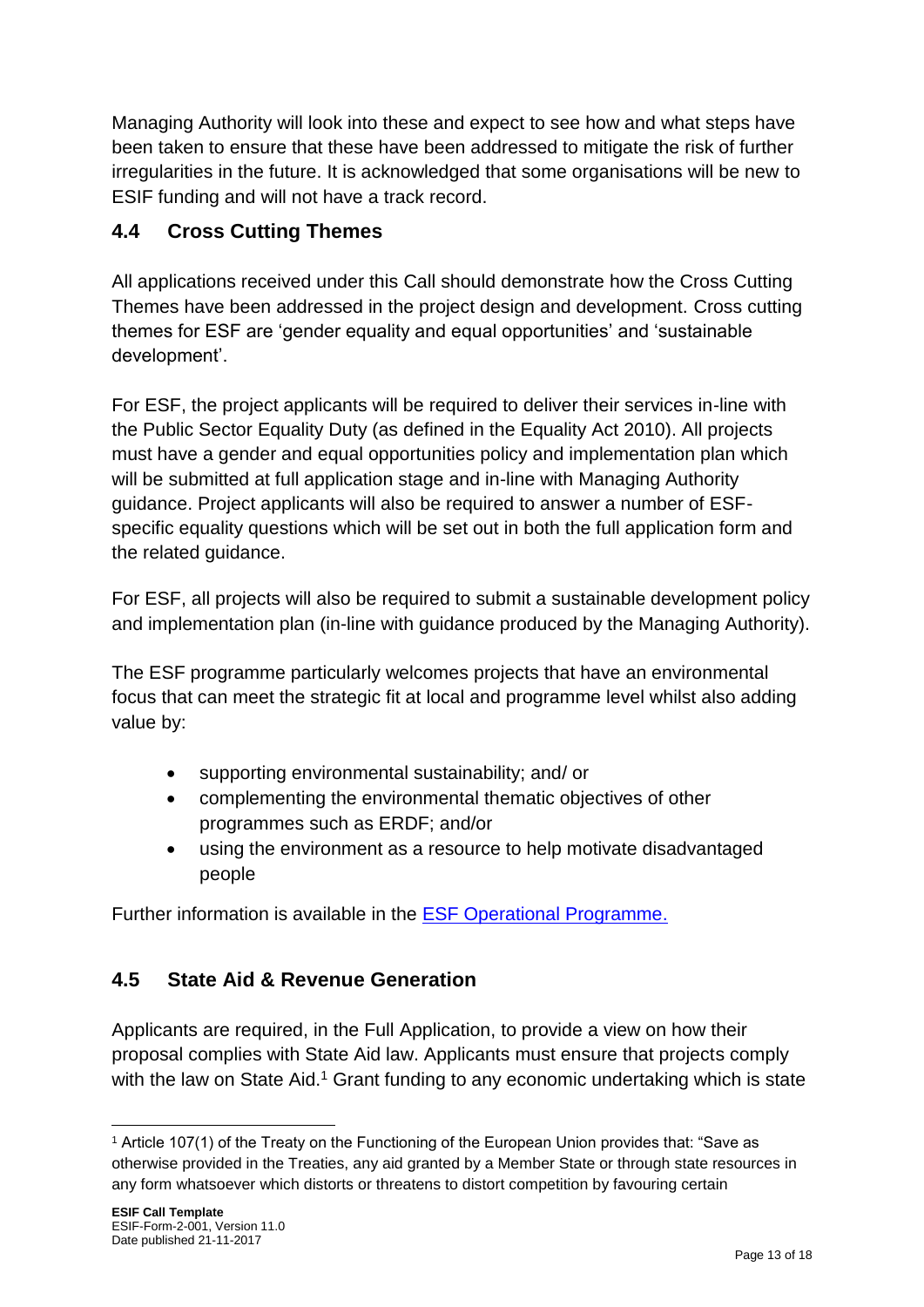Managing Authority will look into these and expect to see how and what steps have been taken to ensure that these have been addressed to mitigate the risk of further irregularities in the future. It is acknowledged that some organisations will be new to ESIF funding and will not have a track record.

## 4.4 Cross Cutting Themes

All applications received under this Call should demonstrate how the Cross Cutting Themes have been addressed in the project design and development. Cross cutting themes for ESF are 'gender equality and equal opportunities' and 'sustainable development'.

For ESF, the project applicants will be required to deliver their services in-line with the Public Sector Equality Duty (as defined in the Equality Act 2010). All projects must have a gender and equal opportunities policy and implementation plan which will be submitted at full application stage and in-line with Managing Authority guidance. Project applicants will also be required to answer a number of ESF-specific equality questions which will be set out in both the full application form and the related guidance.

For ESF, all projects will also be required to submit a sustainable development policy and implementation plan (in-line with guidance produced by the Managing Authority).

The ESF programme particularly welcomes projects that have an environmental focus that can meet the strategic fit at local and programme level whilst also adding value by:

- supporting environmental sustainability; and/ or
- complementing the environmental thematic objectives of other programmes such as ERDF; and/or
- using the environment as a resource to help motivate disadvantaged people

Further information is available in the [ESF Operational Programme.]

## 4.5 State Aid & Revenue Generation

Applicants are required, in the Full Application, to provide a view on how their proposal complies with State Aid law. Applicants must ensure that projects comply with the law on State Aid.[1] Grant funding to any economic undertaking which is state

[1] Article 107(1) of the Treaty on the Functioning of the European Union provides that: "Save as otherwise provided in the Treaties, any aid granted by a Member State or through state resources in any form whatsoever which distorts or threatens to distort competition by favouring certain

**ESIF Call Template**
ESIF-Form-2-001, Version 11.0
Date published 21-11-2017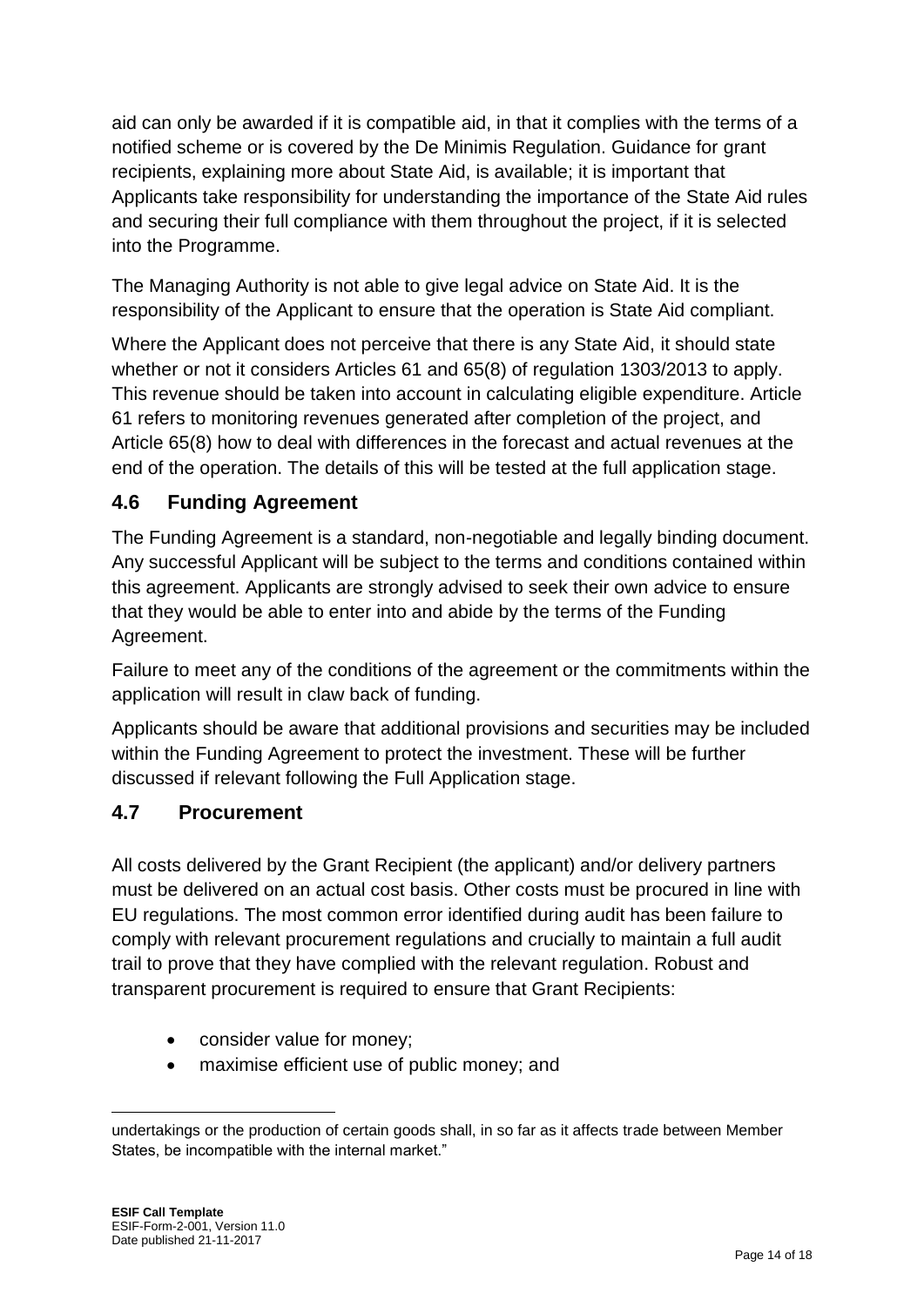aid can only be awarded if it is compatible aid, in that it complies with the terms of a notified scheme or is covered by the De Minimis Regulation. Guidance for grant recipients, explaining more about State Aid, is available; it is important that Applicants take responsibility for understanding the importance of the State Aid rules and securing their full compliance with them throughout the project, if it is selected into the Programme.

The Managing Authority is not able to give legal advice on State Aid. It is the responsibility of the Applicant to ensure that the operation is State Aid compliant.

Where the Applicant does not perceive that there is any State Aid, it should state whether or not it considers Articles 61 and 65(8) of regulation 1303/2013 to apply. This revenue should be taken into account in calculating eligible expenditure. Article 61 refers to monitoring revenues generated after completion of the project, and Article 65(8) how to deal with differences in the forecast and actual revenues at the end of the operation. The details of this will be tested at the full application stage.

## 4.6 Funding Agreement

The Funding Agreement is a standard, non-negotiable and legally binding document. Any successful Applicant will be subject to the terms and conditions contained within this agreement. Applicants are strongly advised to seek their own advice to ensure that they would be able to enter into and abide by the terms of the Funding Agreement.

Failure to meet any of the conditions of the agreement or the commitments within the application will result in claw back of funding.

Applicants should be aware that additional provisions and securities may be included within the Funding Agreement to protect the investment. These will be further discussed if relevant following the Full Application stage.

## 4.7 Procurement

All costs delivered by the Grant Recipient (the applicant) and/or delivery partners must be delivered on an actual cost basis. Other costs must be procured in line with EU regulations. The most common error identified during audit has been failure to comply with relevant procurement regulations and crucially to maintain a full audit trail to prove that they have complied with the relevant regulation. Robust and transparent procurement is required to ensure that Grant Recipients:

- consider value for money;
- maximise efficient use of public money; and

undertakings or the production of certain goods shall, in so far as it affects trade between Member States, be incompatible with the internal market."

**ESIF Call Template**
ESIF-Form-2-001, Version 11.0
Date published 21-11-2017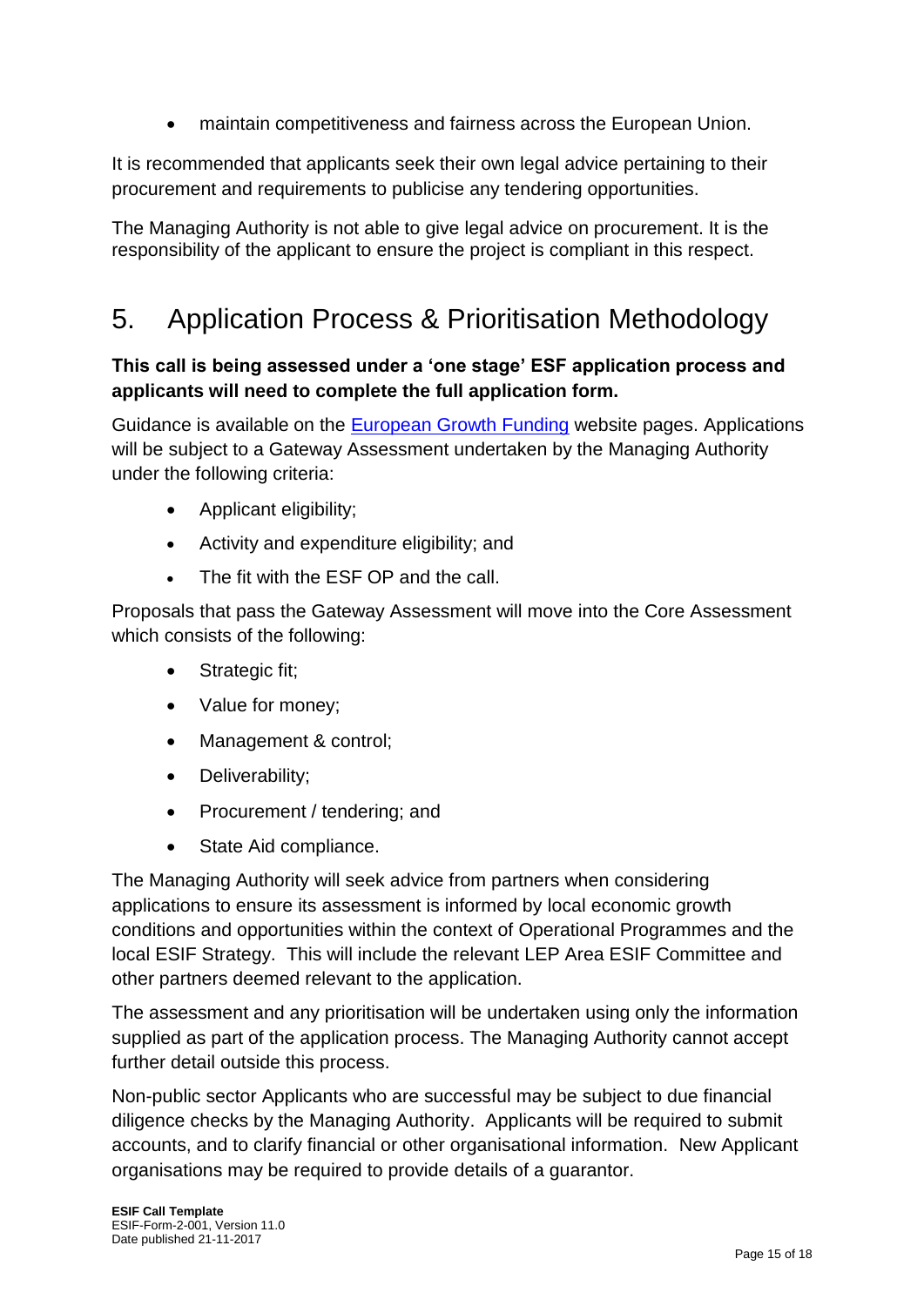- maintain competitiveness and fairness across the European Union.

It is recommended that applicants seek their own legal advice pertaining to their procurement and requirements to publicise any tendering opportunities.

The Managing Authority is not able to give legal advice on procurement. It is the responsibility of the applicant to ensure the project is compliant in this respect.

# 5. Application Process & Prioritisation Methodology

**This call is being assessed under a 'one stage' ESF application process and applicants will need to complete the full application form.**

Guidance is available on the European Growth Funding website pages. Applications will be subject to a Gateway Assessment undertaken by the Managing Authority under the following criteria:

- Applicant eligibility;
- Activity and expenditure eligibility; and
- The fit with the ESF OP and the call.

Proposals that pass the Gateway Assessment will move into the Core Assessment which consists of the following:

- Strategic fit;
- Value for money;
- Management & control;
- Deliverability;
- Procurement / tendering; and
- State Aid compliance.

The Managing Authority will seek advice from partners when considering applications to ensure its assessment is informed by local economic growth conditions and opportunities within the context of Operational Programmes and the local ESIF Strategy. This will include the relevant LEP Area ESIF Committee and other partners deemed relevant to the application.

The assessment and any prioritisation will be undertaken using only the information supplied as part of the application process. The Managing Authority cannot accept further detail outside this process.

Non-public sector Applicants who are successful may be subject to due financial diligence checks by the Managing Authority. Applicants will be required to submit accounts, and to clarify financial or other organisational information. New Applicant organisations may be required to provide details of a guarantor.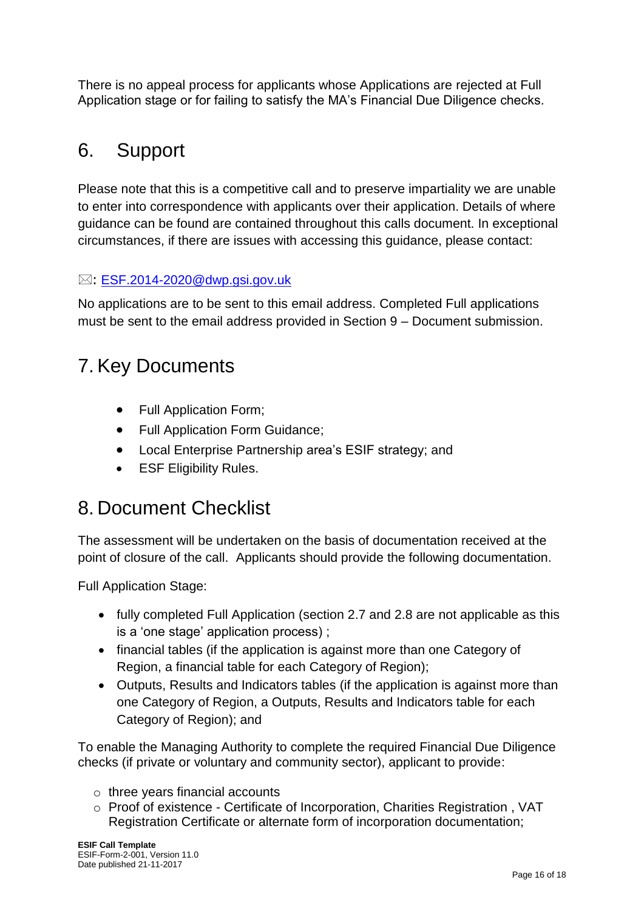There is no appeal process for applicants whose Applications are rejected at Full Application stage or for failing to satisfy the MA's Financial Due Diligence checks.

## 6. Support

Please note that this is a competitive call and to preserve impartiality we are unable to enter into correspondence with applicants over their application. Details of where guidance can be found are contained throughout this calls document. In exceptional circumstances, if there are issues with accessing this guidance, please contact:

✉: ESF.2014-2020@dwp.gsi.gov.uk

No applications are to be sent to this email address. Completed Full applications must be sent to the email address provided in Section 9 – Document submission.

## 7. Key Documents

- Full Application Form;
- Full Application Form Guidance;
- Local Enterprise Partnership area's ESIF strategy; and
- ESF Eligibility Rules.

## 8. Document Checklist

The assessment will be undertaken on the basis of documentation received at the point of closure of the call. Applicants should provide the following documentation.

Full Application Stage:

- fully completed Full Application (section 2.7 and 2.8 are not applicable as this is a 'one stage' application process) ;
- financial tables (if the application is against more than one Category of Region, a financial table for each Category of Region);
- Outputs, Results and Indicators tables (if the application is against more than one Category of Region, a Outputs, Results and Indicators table for each Category of Region); and

To enable the Managing Authority to complete the required Financial Due Diligence checks (if private or voluntary and community sector), applicant to provide:

- three years financial accounts
- Proof of existence - Certificate of Incorporation, Charities Registration , VAT Registration Certificate or alternate form of incorporation documentation;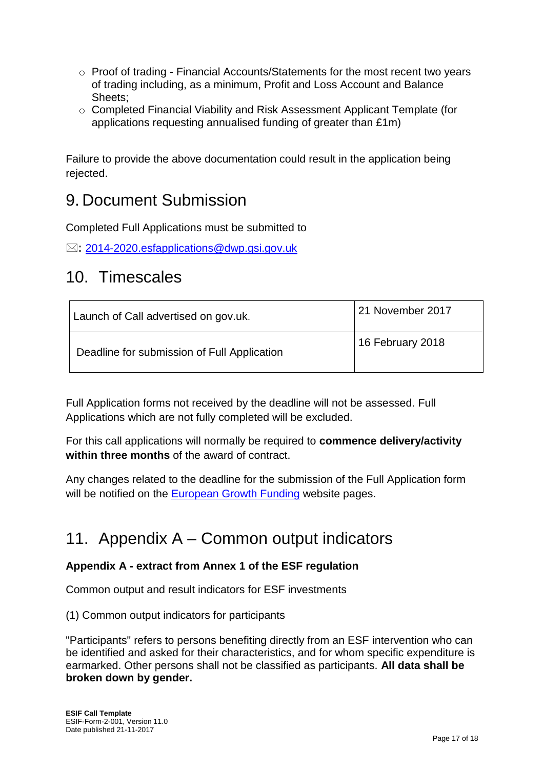- Proof of trading - Financial Accounts/Statements for the most recent two years of trading including, as a minimum, Profit and Loss Account and Balance Sheets;
- Completed Financial Viability and Risk Assessment Applicant Template (for applications requesting annualised funding of greater than £1m)

Failure to provide the above documentation could result in the application being rejected.

# 9. Document Submission

Completed Full Applications must be submitted to

✉: [2014-2020.esfapplications@dwp.gsi.gov.uk](mailto:2014-2020.esfapplications@dwp.gsi.gov.uk)

# 10. Timescales

| | |
|---|---|
| Launch of Call advertised on gov.uk. | 21 November 2017 |
| Deadline for submission of Full Application | 16 February 2018 |

Full Application forms not received by the deadline will not be assessed. Full Applications which are not fully completed will be excluded.

For this call applications will normally be required to **commence delivery/activity within three months** of the award of contract.

Any changes related to the deadline for the submission of the Full Application form will be notified on the European Growth Funding website pages.

# 11. Appendix A – Common output indicators

**Appendix A - extract from Annex 1 of the ESF regulation**

Common output and result indicators for ESF investments

(1) Common output indicators for participants

"Participants" refers to persons benefiting directly from an ESF intervention who can be identified and asked for their characteristics, and for whom specific expenditure is earmarked. Other persons shall not be classified as participants. **All data shall be broken down by gender.**

**ESIF Call Template**
ESIF-Form-2-001, Version 11.0
Date published 21-11-2017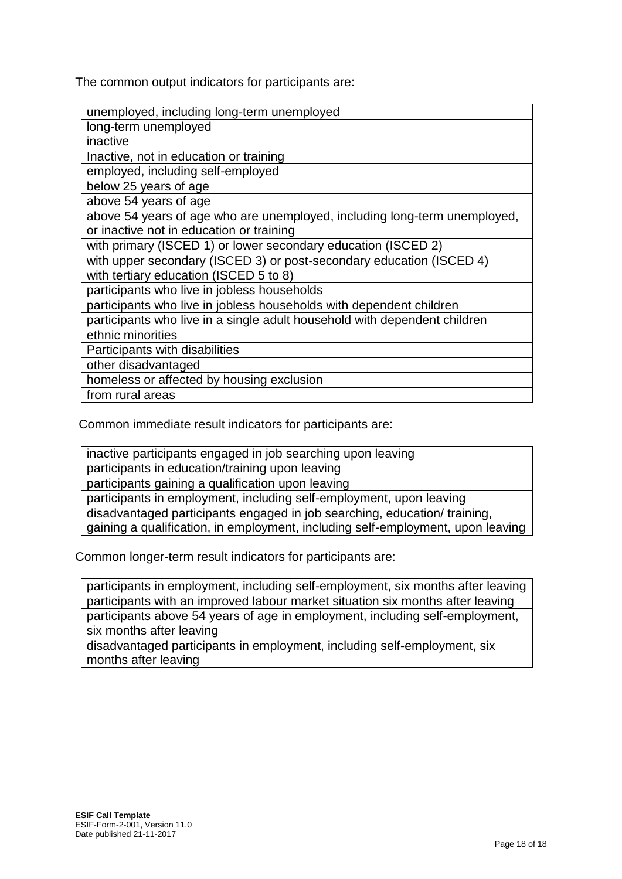The common output indicators for participants are:

| |
|---|
| unemployed, including long-term unemployed |
| long-term unemployed |
| inactive |
| Inactive, not in education or training |
| employed, including self-employed |
| below 25 years of age |
| above 54 years of age |
| above 54 years of age who are unemployed, including long-term unemployed, or inactive not in education or training |
| with primary (ISCED 1) or lower secondary education (ISCED 2) |
| with upper secondary (ISCED 3) or post-secondary education (ISCED 4) |
| with tertiary education (ISCED 5 to 8) |
| participants who live in jobless households |
| participants who live in jobless households with dependent children |
| participants who live in a single adult household with dependent children |
| ethnic minorities |
| Participants with disabilities |
| other disadvantaged |
| homeless or affected by housing exclusion |
| from rural areas |

Common immediate result indicators for participants are:

| |
|---|
| inactive participants engaged in job searching upon leaving |
| participants in education/training upon leaving |
| participants gaining a qualification upon leaving |
| participants in employment, including self-employment, upon leaving |
| disadvantaged participants engaged in job searching, education/ training, gaining a qualification, in employment, including self-employment, upon leaving |

Common longer-term result indicators for participants are:

| |
|---|
| participants in employment, including self-employment, six months after leaving |
| participants with an improved labour market situation six months after leaving |
| participants above 54 years of age in employment, including self-employment, six months after leaving |
| disadvantaged participants in employment, including self-employment, six months after leaving |

**ESIF Call Template**
ESIF-Form-2-001, Version 11.0
Date published 21-11-2017